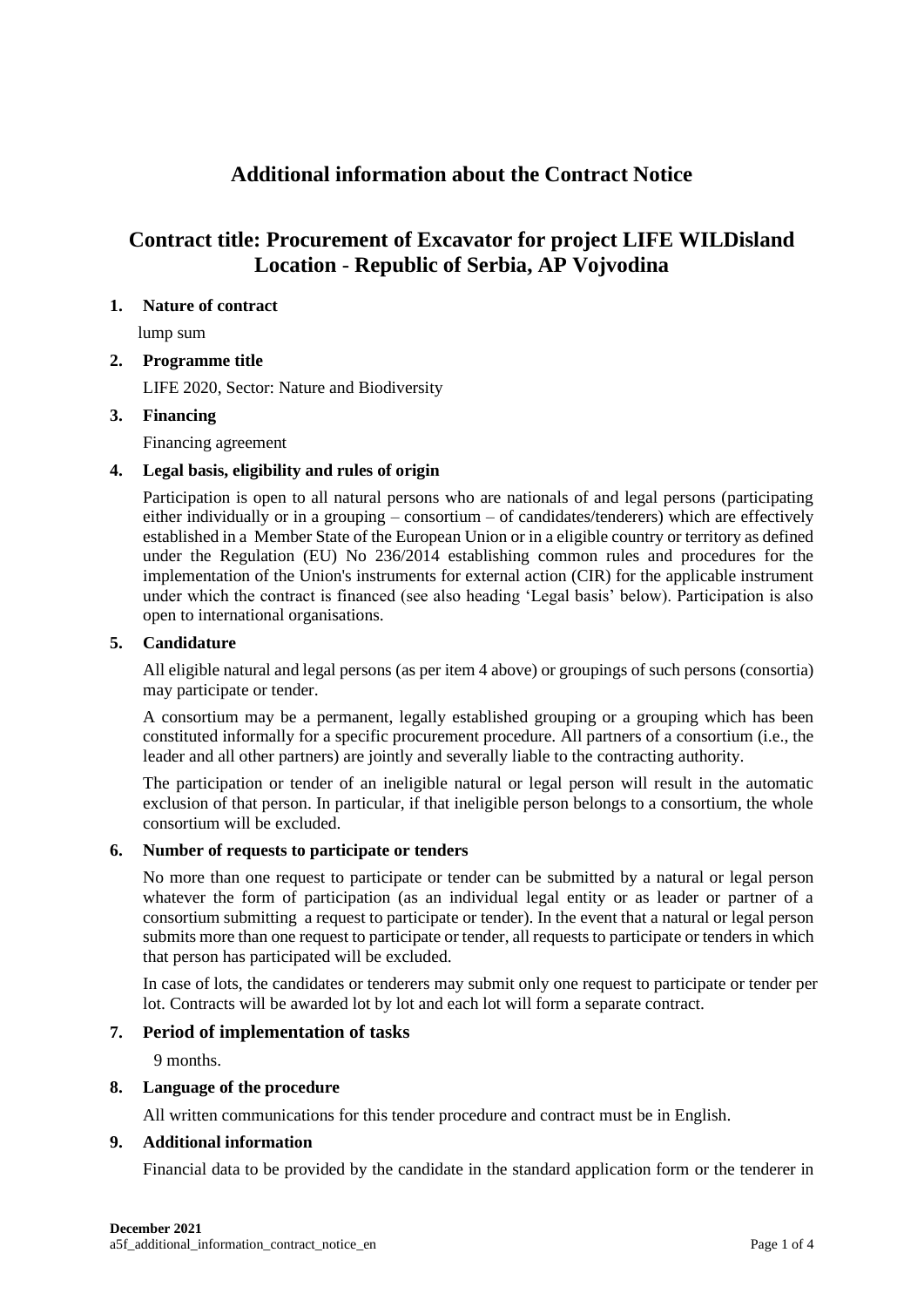# Additional information about the Contract Notice

## Contract title: Procurement of Excavator for project LIFE WILDisland Location - Republic of Serbia, AP Vojvodina

**1. Nature of contract**

lump sum

**2. Programme title**

LIFE 2020, Sector: Nature and Biodiversity

**3. Financing**

Financing agreement

**4. Legal basis, eligibility and rules of origin**

Participation is open to all natural persons who are nationals of and legal persons (participating either individually or in a grouping – consortium – of candidates/tenderers) which are effectively established in a Member State of the European Union or in a eligible country or territory as defined under the Regulation (EU) No 236/2014 establishing common rules and procedures for the implementation of the Union's instruments for external action (CIR) for the applicable instrument under which the contract is financed (see also heading 'Legal basis' below). Participation is also open to international organisations.

**5. Candidature**

All eligible natural and legal persons (as per item 4 above) or groupings of such persons (consortia) may participate or tender.

A consortium may be a permanent, legally established grouping or a grouping which has been constituted informally for a specific procurement procedure. All partners of a consortium (i.e., the leader and all other partners) are jointly and severally liable to the contracting authority.

The participation or tender of an ineligible natural or legal person will result in the automatic exclusion of that person. In particular, if that ineligible person belongs to a consortium, the whole consortium will be excluded.

**6. Number of requests to participate or tenders**

No more than one request to participate or tender can be submitted by a natural or legal person whatever the form of participation (as an individual legal entity or as leader or partner of a consortium submitting a request to participate or tender). In the event that a natural or legal person submits more than one request to participate or tender, all requests to participate or tenders in which that person has participated will be excluded.

In case of lots, the candidates or tenderers may submit only one request to participate or tender per lot. Contracts will be awarded lot by lot and each lot will form a separate contract.

**7. Period of implementation of tasks**

9 months.

**8. Language of the procedure**

All written communications for this tender procedure and contract must be in English.

**9. Additional information**

Financial data to be provided by the candidate in the standard application form or the tenderer in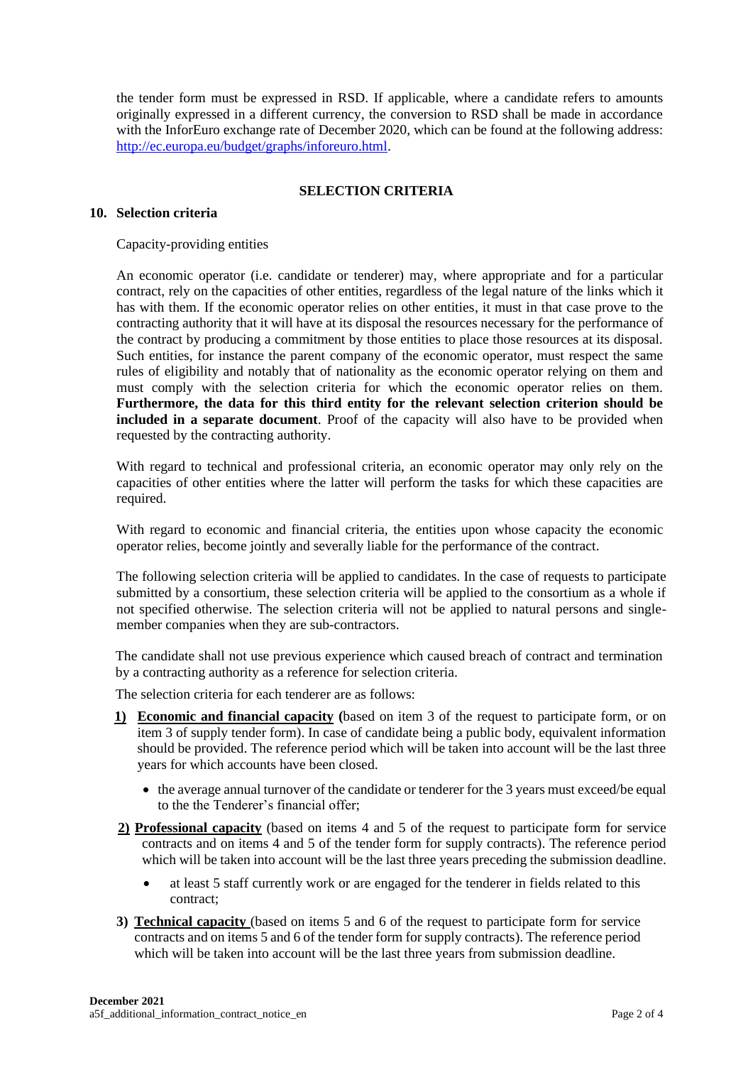the tender form must be expressed in RSD. If applicable, where a candidate refers to amounts originally expressed in a different currency, the conversion to RSD shall be made in accordance with the InforEuro exchange rate of December 2020, which can be found at the following address: http://ec.europa.eu/budget/graphs/inforeuro.html.

## SELECTION CRITERIA

### 10. Selection criteria

Capacity-providing entities

An economic operator (i.e. candidate or tenderer) may, where appropriate and for a particular contract, rely on the capacities of other entities, regardless of the legal nature of the links which it has with them. If the economic operator relies on other entities, it must in that case prove to the contracting authority that it will have at its disposal the resources necessary for the performance of the contract by producing a commitment by those entities to place those resources at its disposal. Such entities, for instance the parent company of the economic operator, must respect the same rules of eligibility and notably that of nationality as the economic operator relying on them and must comply with the selection criteria for which the economic operator relies on them. **Furthermore, the data for this third entity for the relevant selection criterion should be included in a separate document**. Proof of the capacity will also have to be provided when requested by the contracting authority.

With regard to technical and professional criteria, an economic operator may only rely on the capacities of other entities where the latter will perform the tasks for which these capacities are required.

With regard to economic and financial criteria, the entities upon whose capacity the economic operator relies, become jointly and severally liable for the performance of the contract.

The following selection criteria will be applied to candidates. In the case of requests to participate submitted by a consortium, these selection criteria will be applied to the consortium as a whole if not specified otherwise. The selection criteria will not be applied to natural persons and single-member companies when they are sub-contractors.

The candidate shall not use previous experience which caused breach of contract and termination by a contracting authority as a reference for selection criteria.

The selection criteria for each tenderer are as follows:

1) **Economic and financial capacity** (based on item 3 of the request to participate form, or on item 3 of supply tender form). In case of candidate being a public body, equivalent information should be provided. The reference period which will be taken into account will be the last three years for which accounts have been closed.
   - the average annual turnover of the candidate or tenderer for the 3 years must exceed/be equal to the the Tenderer's financial offer;
2) **Professional capacity** (based on items 4 and 5 of the request to participate form for service contracts and on items 4 and 5 of the tender form for supply contracts). The reference period which will be taken into account will be the last three years preceding the submission deadline.
   - at least 5 staff currently work or are engaged for the tenderer in fields related to this contract;
3) **Technical capacity** (based on items 5 and 6 of the request to participate form for service contracts and on items 5 and 6 of the tender form for supply contracts). The reference period which will be taken into account will be the last three years from submission deadline.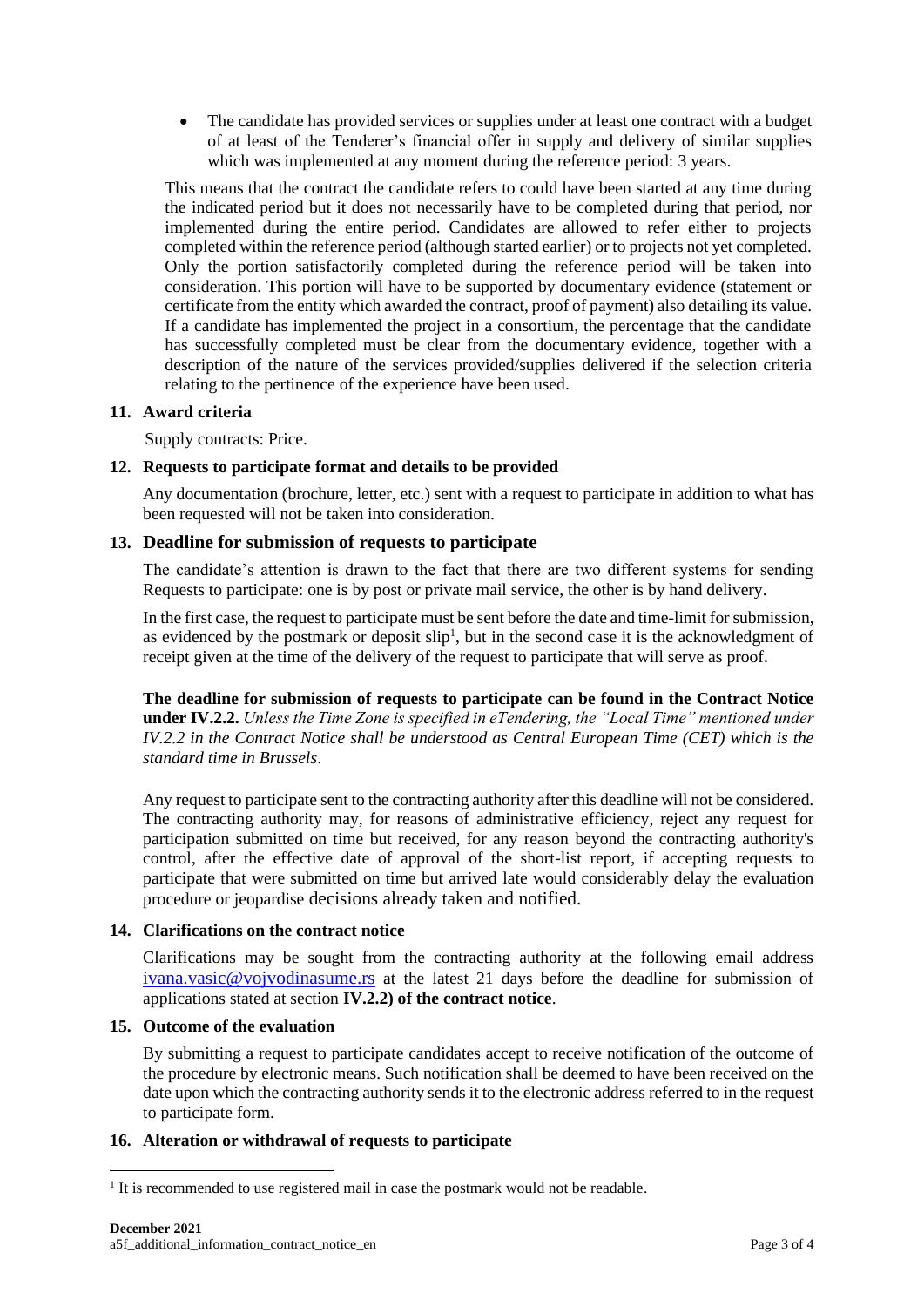- The candidate has provided services or supplies under at least one contract with a budget of at least of the Tenderer's financial offer in supply and delivery of similar supplies which was implemented at any moment during the reference period: 3 years.

This means that the contract the candidate refers to could have been started at any time during the indicated period but it does not necessarily have to be completed during that period, nor implemented during the entire period. Candidates are allowed to refer either to projects completed within the reference period (although started earlier) or to projects not yet completed. Only the portion satisfactorily completed during the reference period will be taken into consideration. This portion will have to be supported by documentary evidence (statement or certificate from the entity which awarded the contract, proof of payment) also detailing its value. If a candidate has implemented the project in a consortium, the percentage that the candidate has successfully completed must be clear from the documentary evidence, together with a description of the nature of the services provided/supplies delivered if the selection criteria relating to the pertinence of the experience have been used.

## 11. Award criteria

Supply contracts: Price.

## 12. Requests to participate format and details to be provided

Any documentation (brochure, letter, etc.) sent with a request to participate in addition to what has been requested will not be taken into consideration.

## 13. Deadline for submission of requests to participate

The candidate's attention is drawn to the fact that there are two different systems for sending Requests to participate: one is by post or private mail service, the other is by hand delivery.

In the first case, the request to participate must be sent before the date and time-limit for submission, as evidenced by the postmark or deposit slip[1], but in the second case it is the acknowledgment of receipt given at the time of the delivery of the request to participate that will serve as proof.

**The deadline for submission of requests to participate can be found in the Contract Notice under IV.2.2.** *Unless the Time Zone is specified in eTendering, the "Local Time" mentioned under IV.2.2 in the Contract Notice shall be understood as Central European Time (CET) which is the standard time in Brussels*.

Any request to participate sent to the contracting authority after this deadline will not be considered. The contracting authority may, for reasons of administrative efficiency, reject any request for participation submitted on time but received, for any reason beyond the contracting authority's control, after the effective date of approval of the short-list report, if accepting requests to participate that were submitted on time but arrived late would considerably delay the evaluation procedure or jeopardise decisions already taken and notified.

## 14. Clarifications on the contract notice

Clarifications may be sought from the contracting authority at the following email address ivana.vasic@vojvodinasume.rs at the latest 21 days before the deadline for submission of applications stated at section **IV.2.2) of the contract notice**.

## 15. Outcome of the evaluation

By submitting a request to participate candidates accept to receive notification of the outcome of the procedure by electronic means. Such notification shall be deemed to have been received on the date upon which the contracting authority sends it to the electronic address referred to in the request to participate form.

## 16. Alteration or withdrawal of requests to participate

[1] It is recommended to use registered mail in case the postmark would not be readable.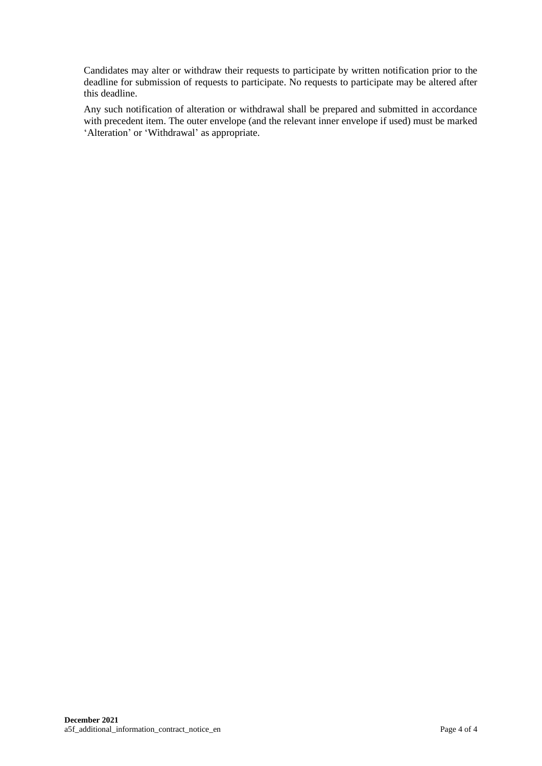Candidates may alter or withdraw their requests to participate by written notification prior to the deadline for submission of requests to participate. No requests to participate may be altered after this deadline.

Any such notification of alteration or withdrawal shall be prepared and submitted in accordance with precedent item. The outer envelope (and the relevant inner envelope if used) must be marked 'Alteration' or 'Withdrawal' as appropriate.